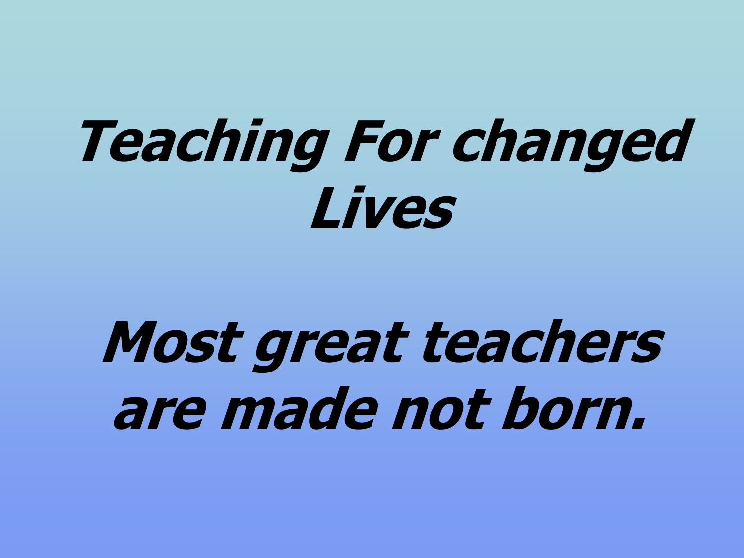# *Teaching For changed Lives*

## *Most great teachers are made not born.*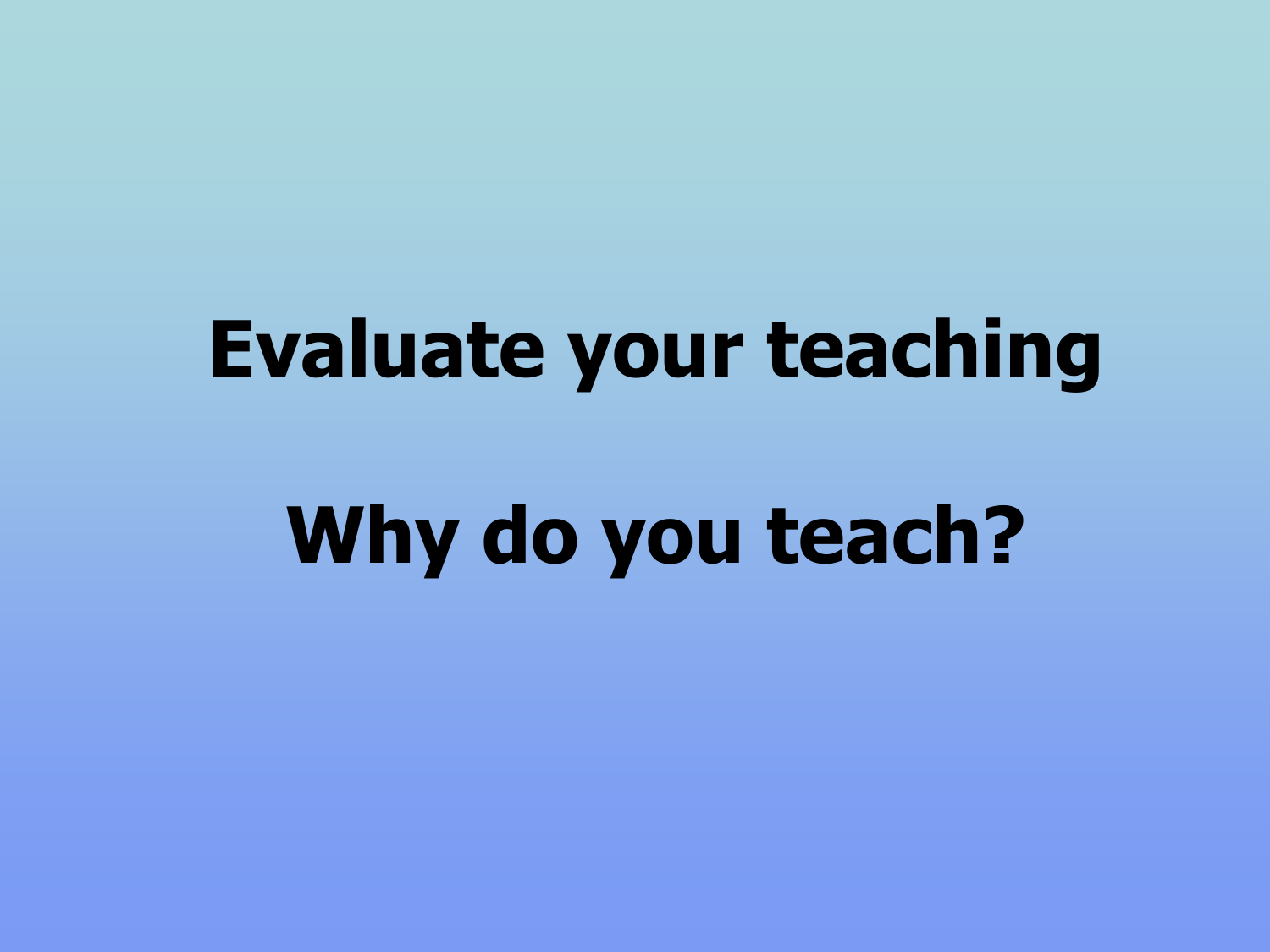# Evaluate your teaching

# Why do you teach?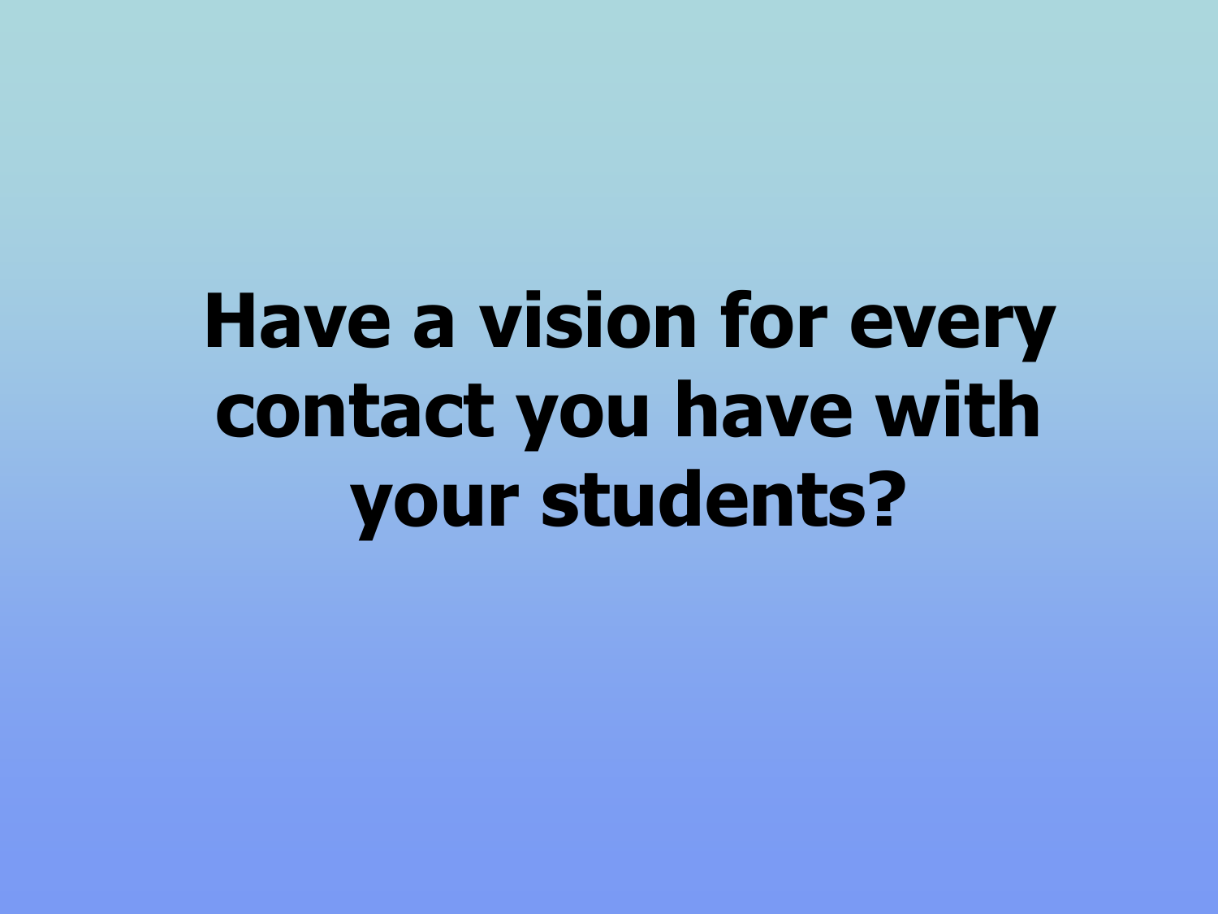# Have a vision for every contact you have with your students?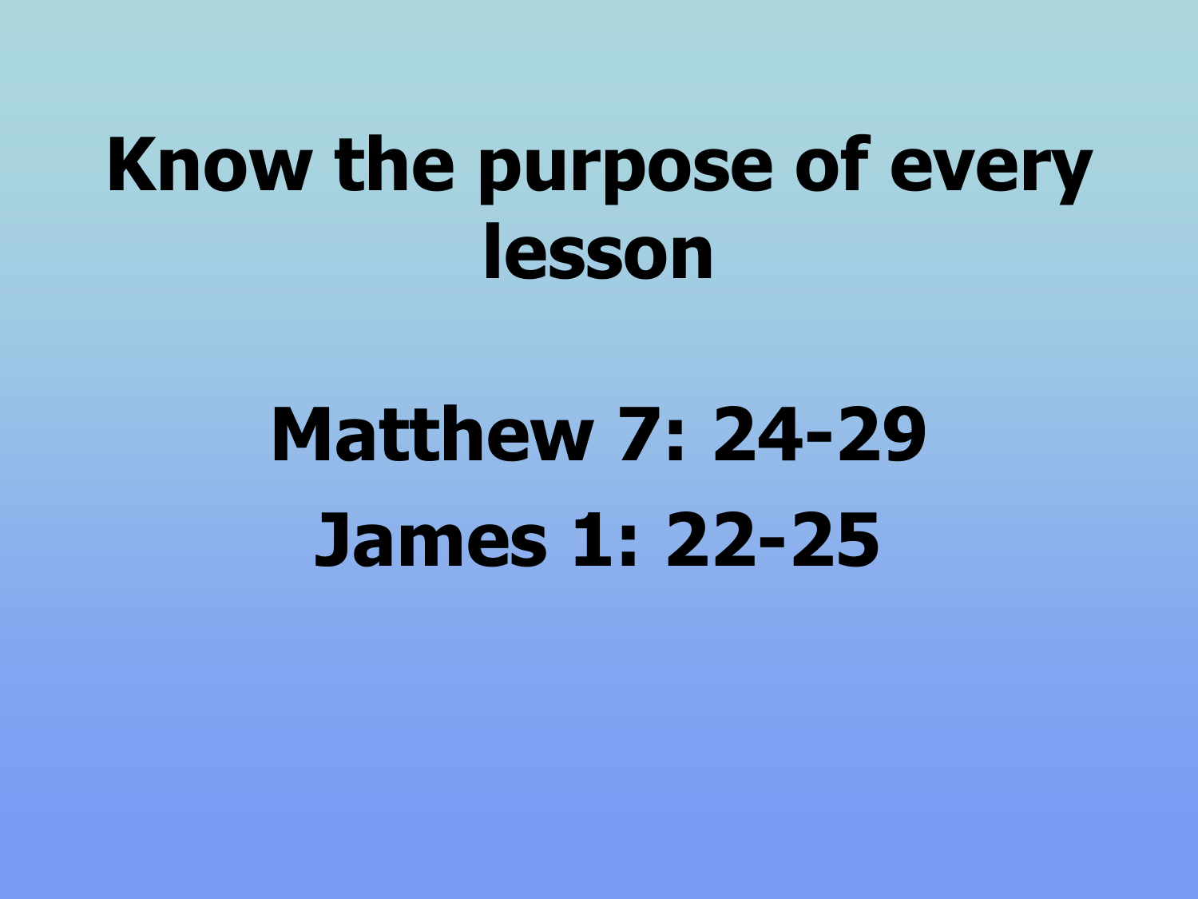# Know the purpose of every lesson

## Matthew 7: 24-29

## James 1: 22-25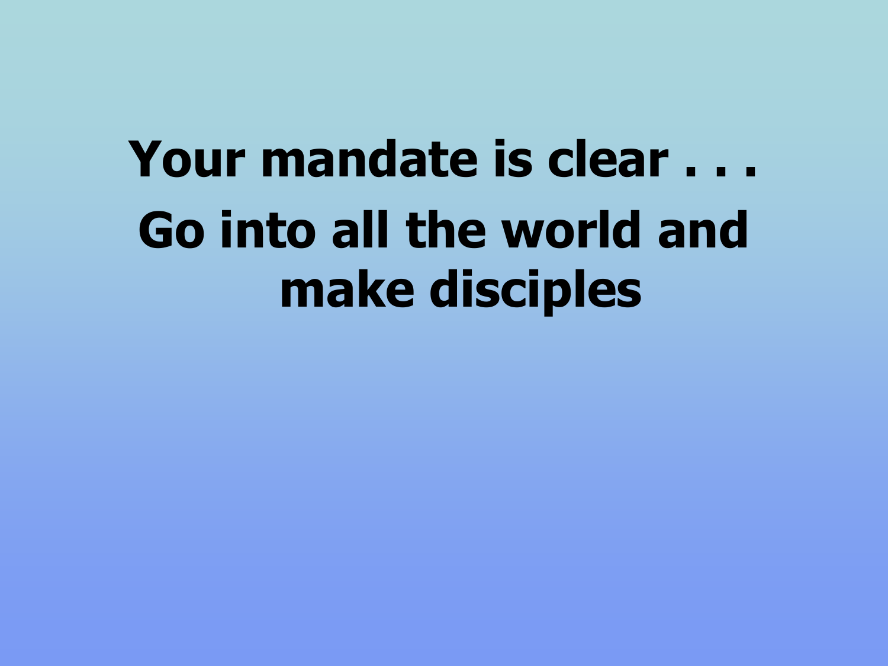# Your mandate is clear . . .

# Go into all the world and make disciples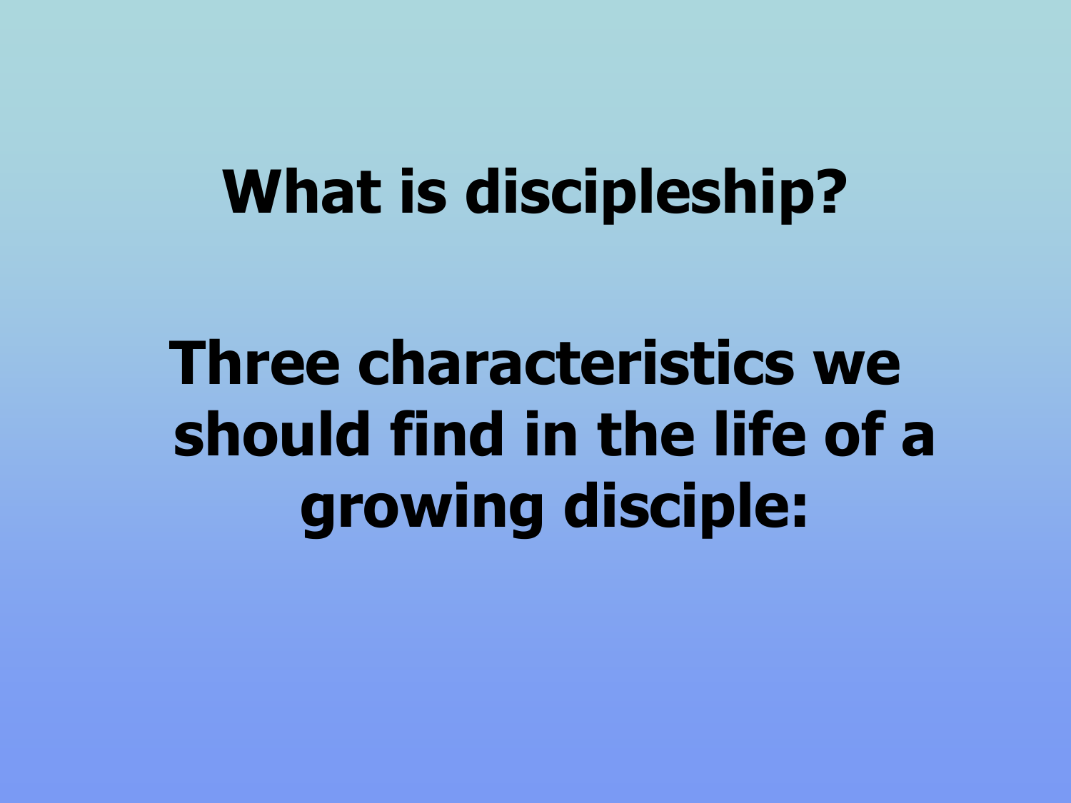# What is discipleship?

# Three characteristics we should find in the life of a growing disciple: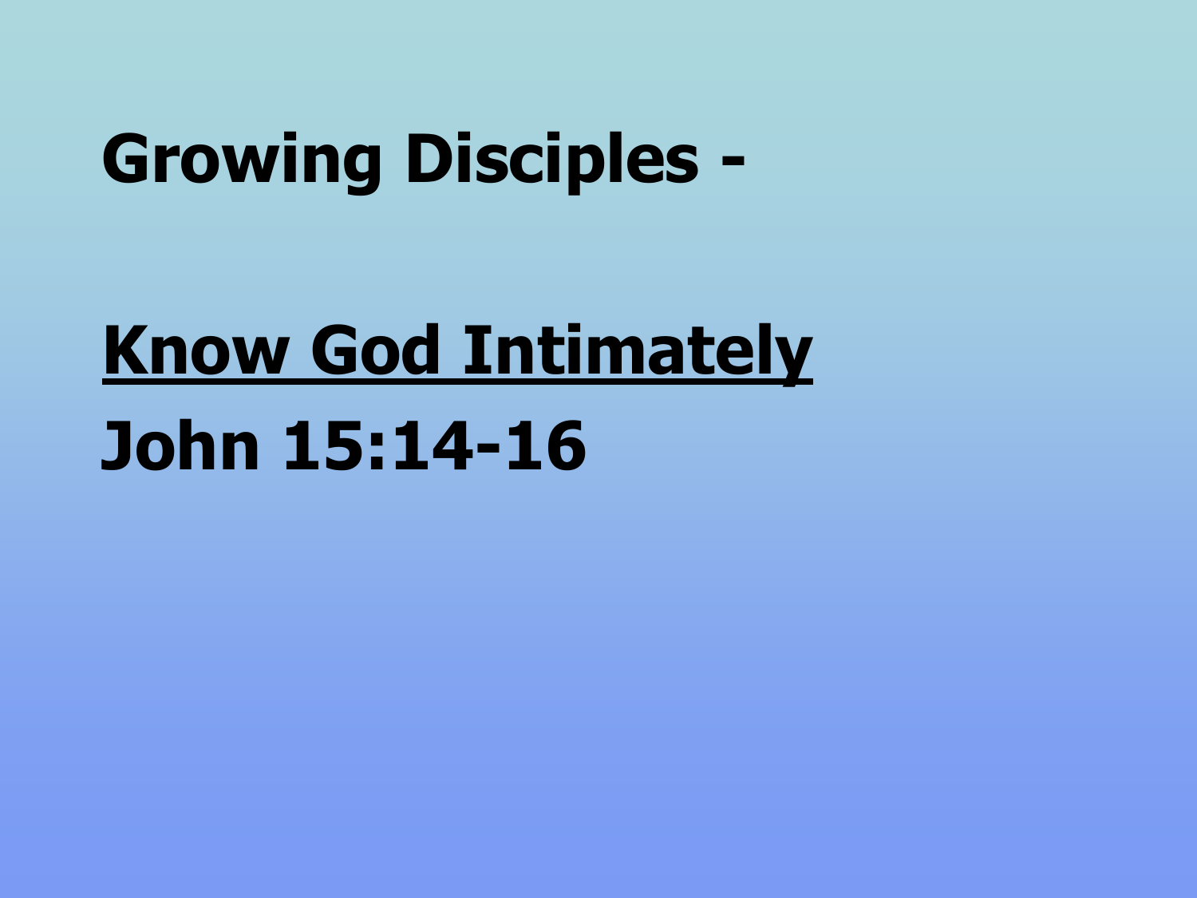# Growing Disciples -

## Know God Intimately

## John 15:14-16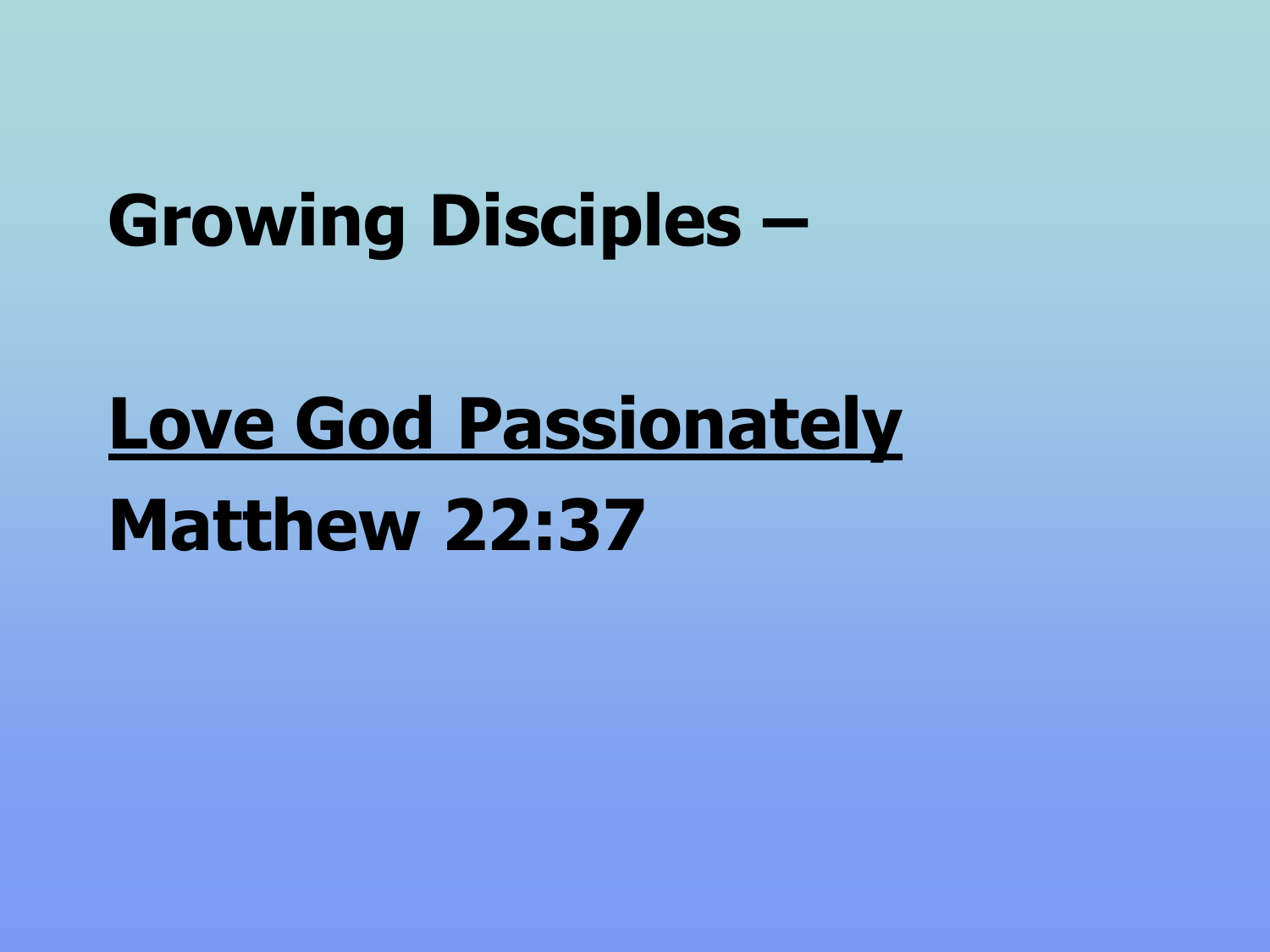**Growing Disciples –**

**<u>Love God Passionately</u>**

**Matthew 22:37**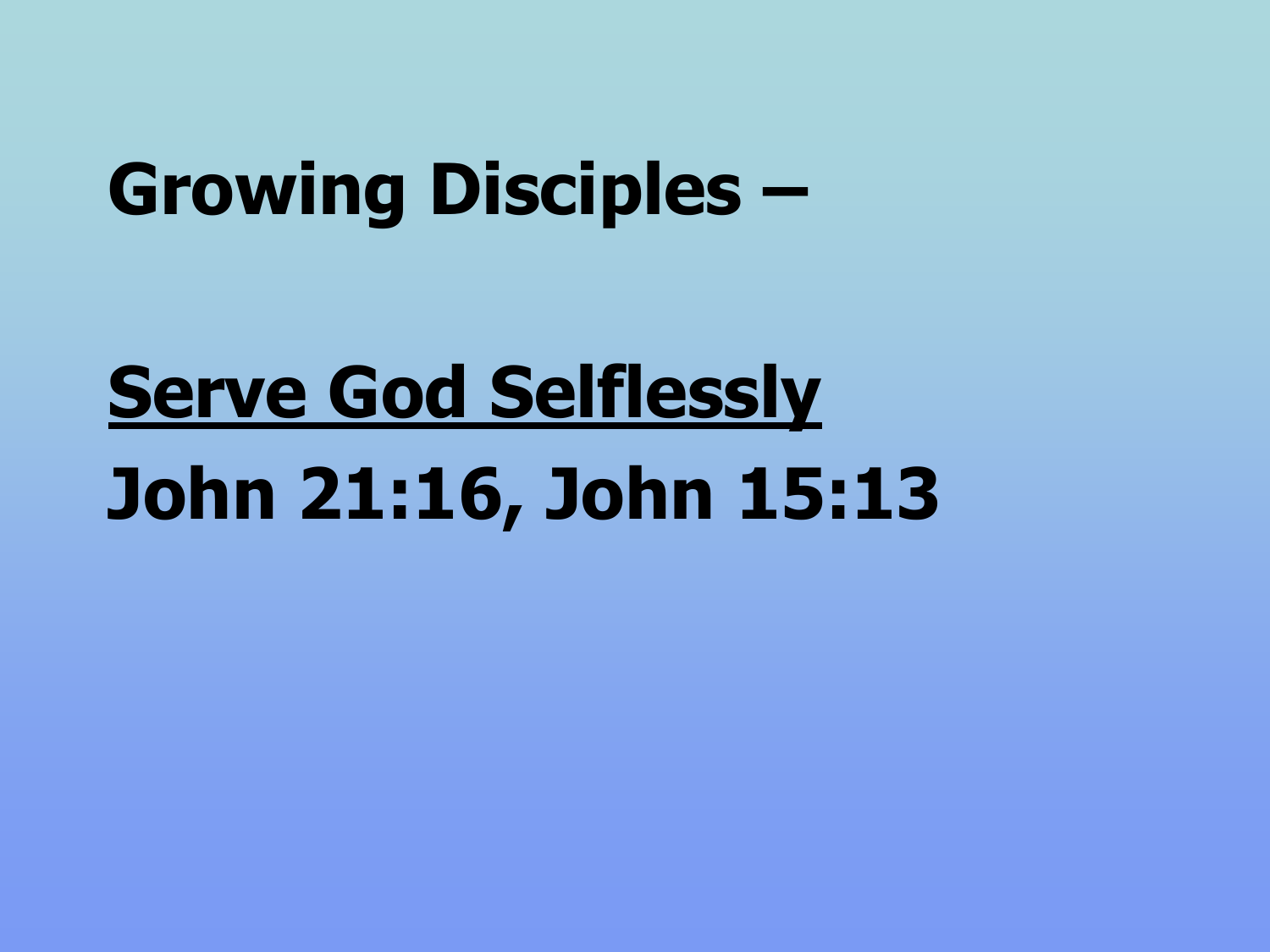# Growing Disciples –

<u>**Serve God Selflessly**</u>

**John 21:16, John 15:13**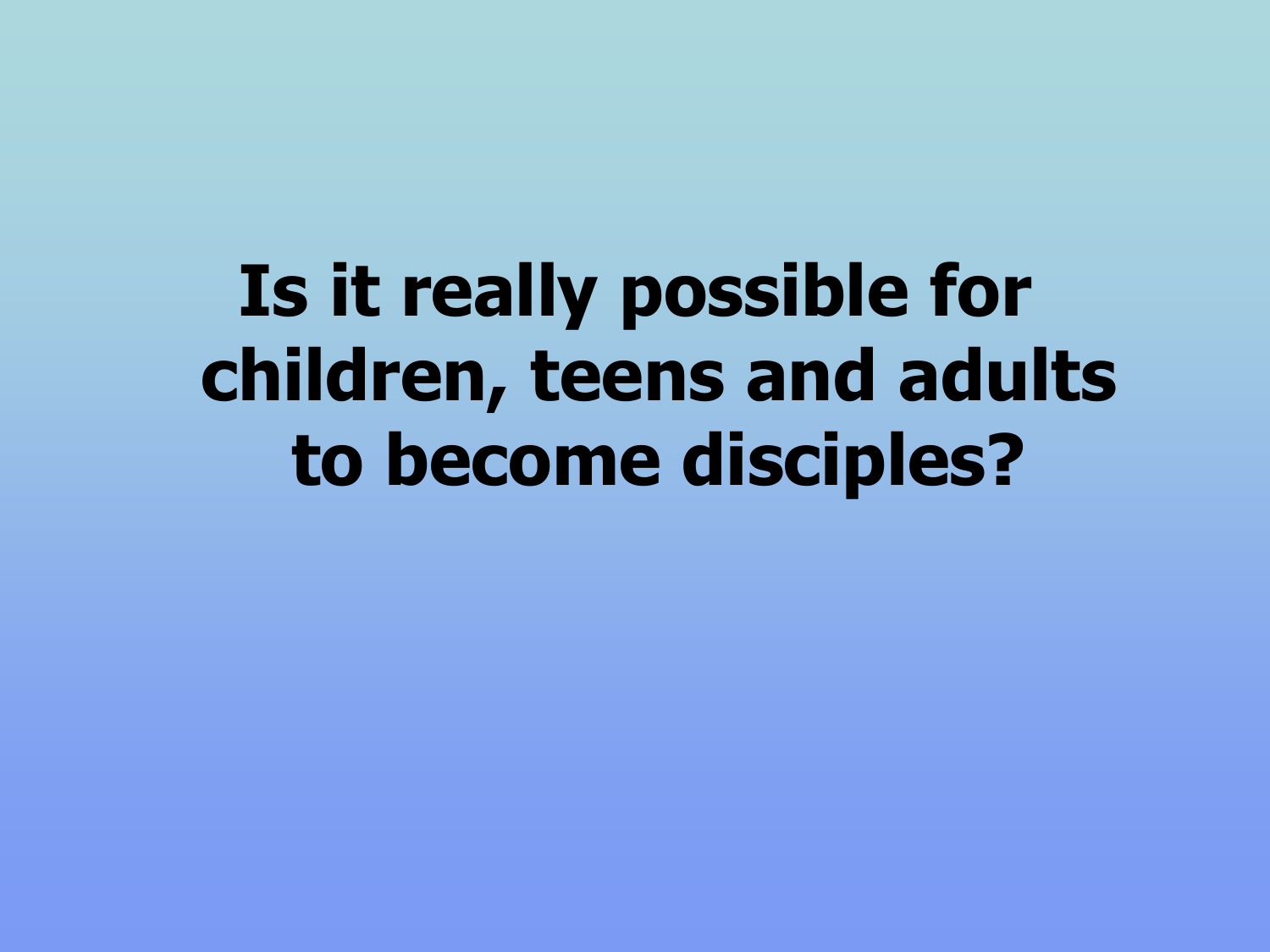# Is it really possible for children, teens and adults to become disciples?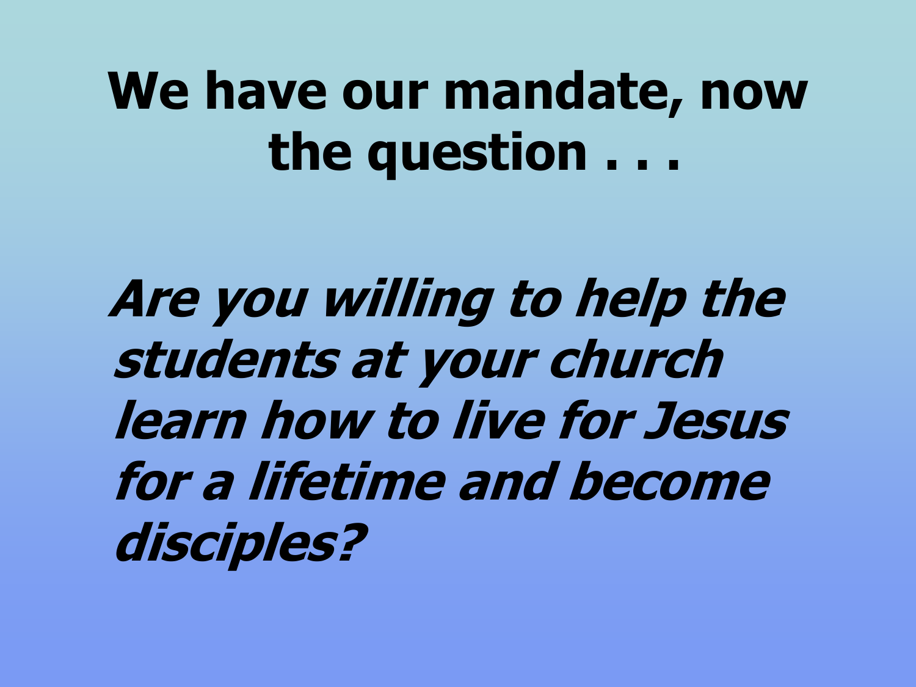# We have our mandate, now the question . . .

***Are you willing to help the students at your church learn how to live for Jesus for a lifetime and become disciples?***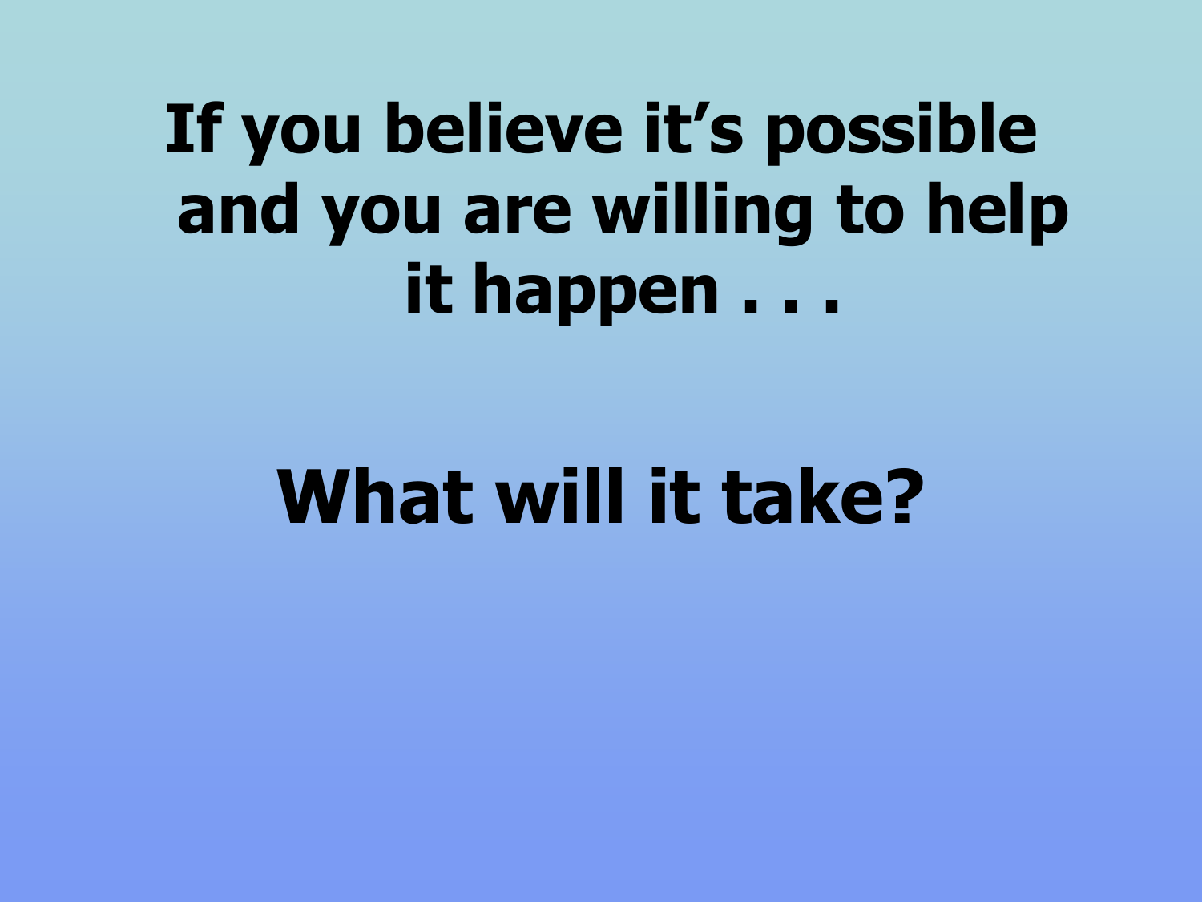# If you believe it's possible and you are willing to help it happen . . .

# What will it take?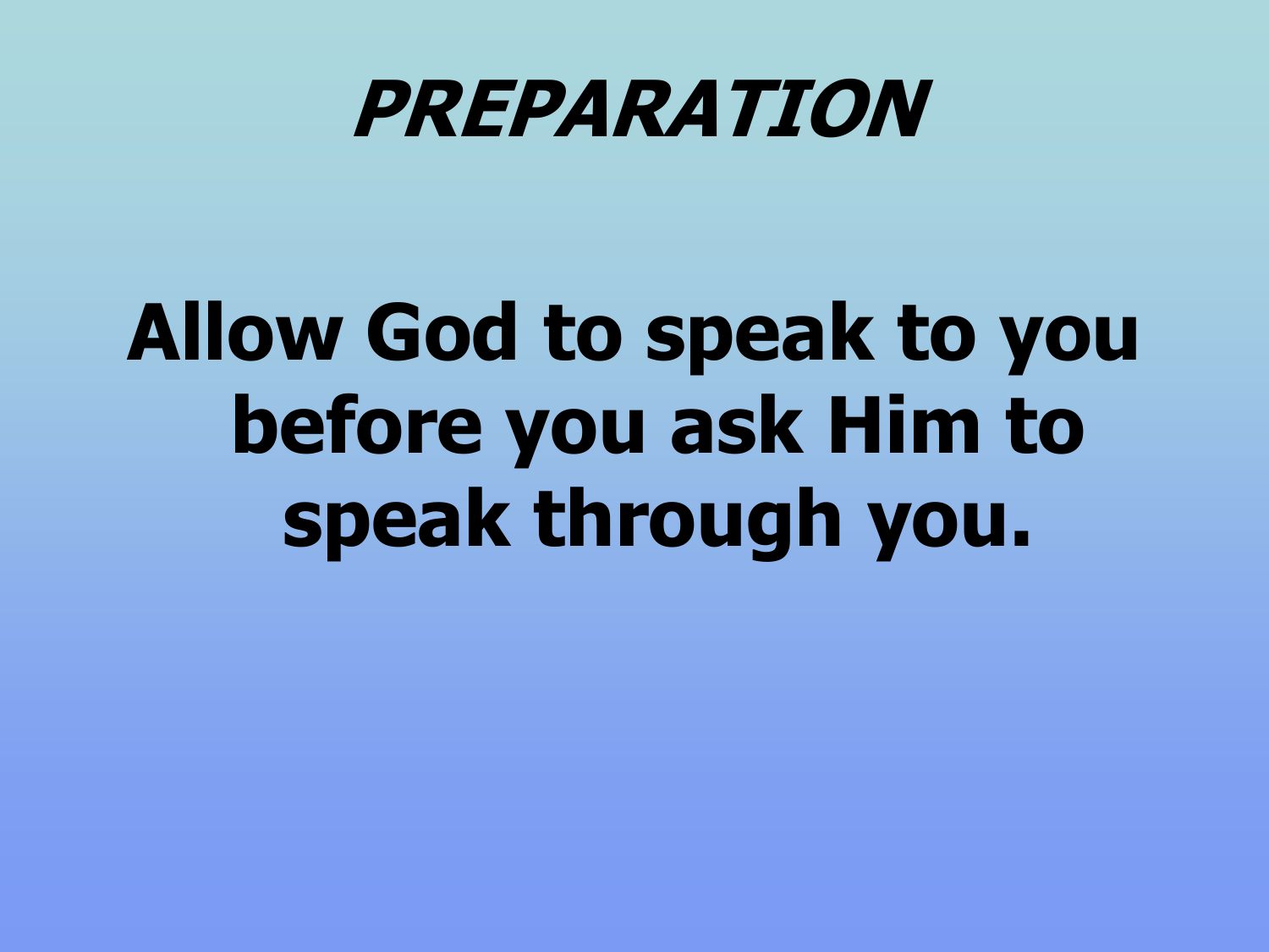# *PREPARATION*

**Allow God to speak to you before you ask Him to speak through you.**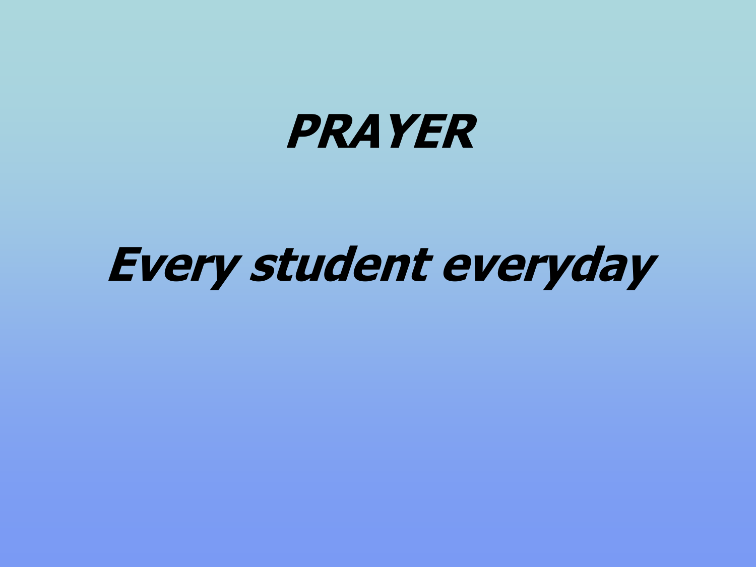# ***PRAYER***

## ***Every student everyday***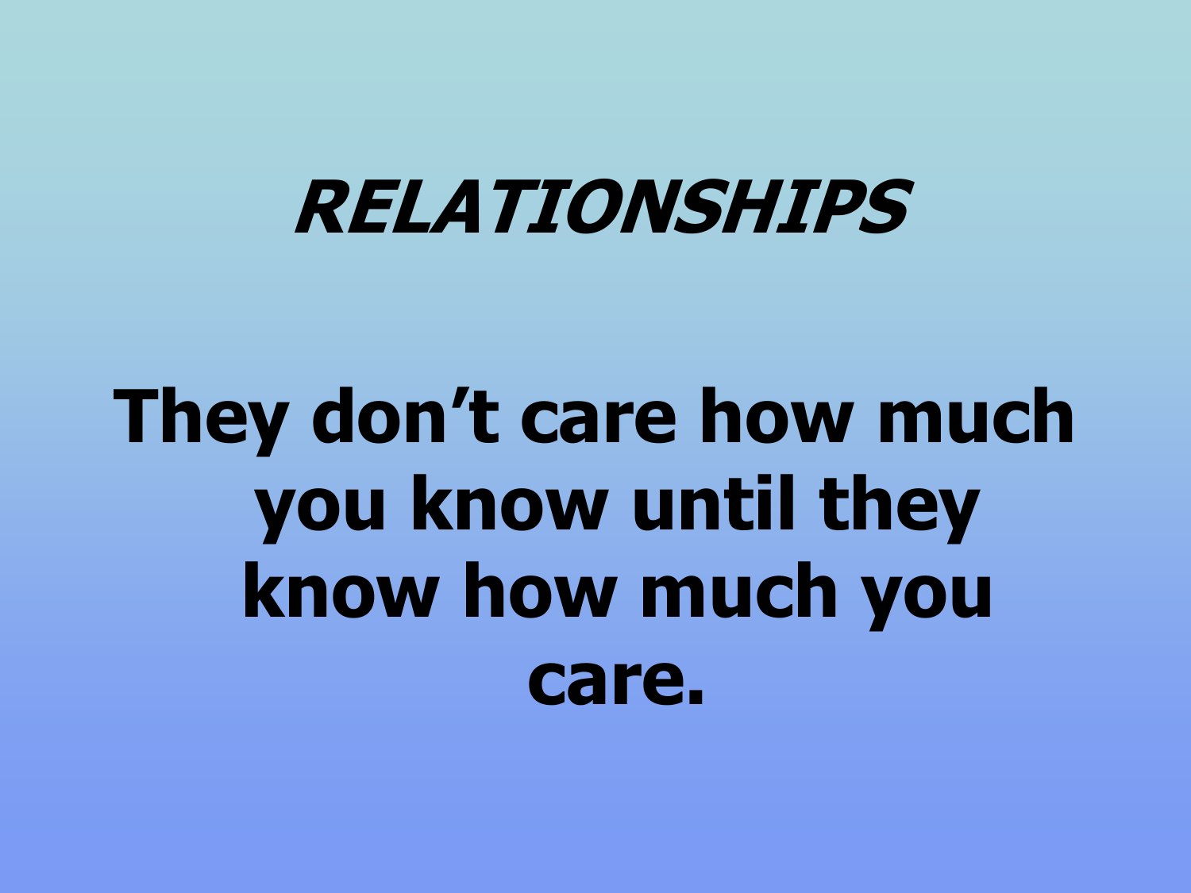# *RELATIONSHIPS*

**They don't care how much you know until they know how much you care.**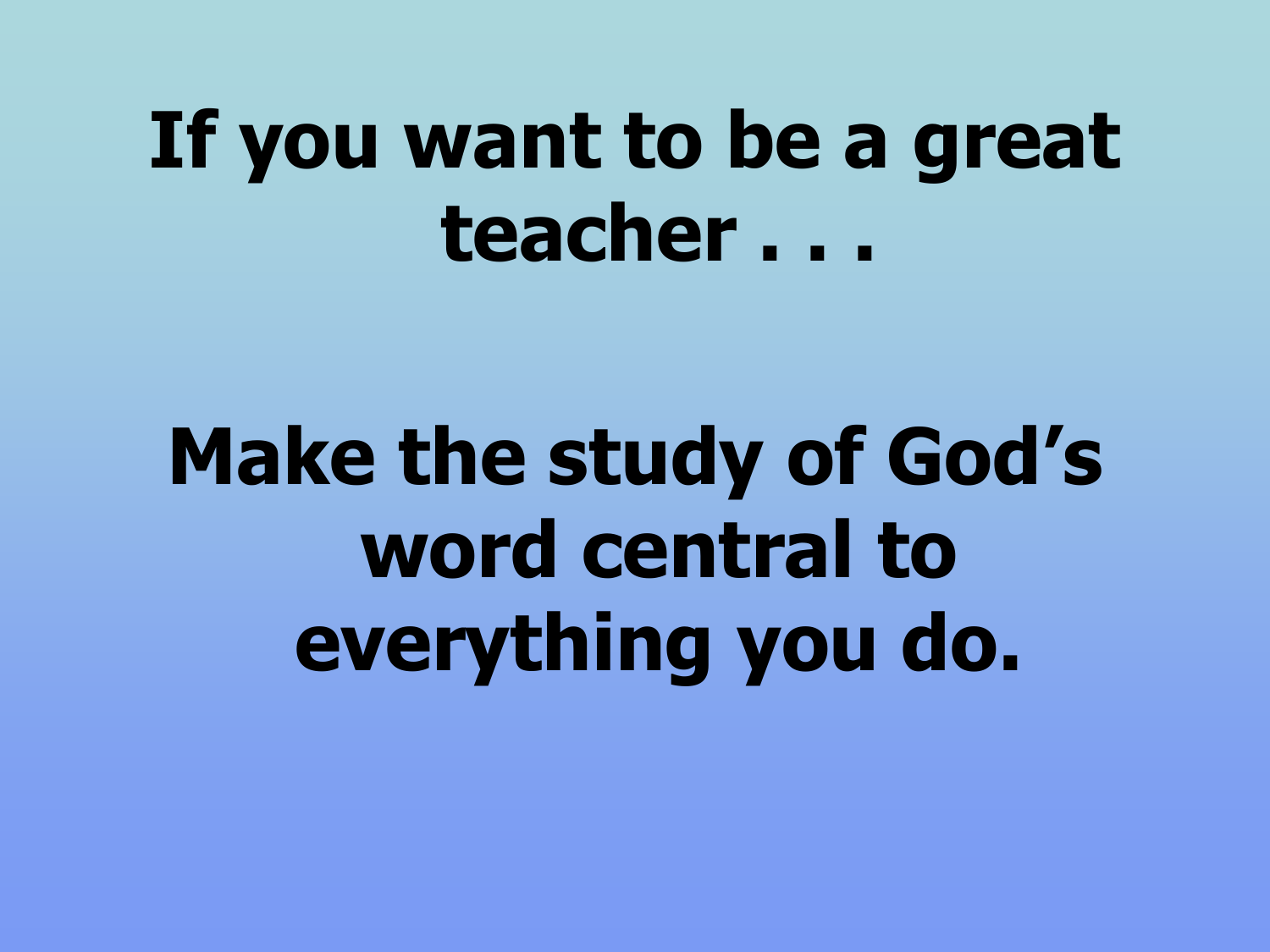# If you want to be a great teacher . . .

# Make the study of God's word central to everything you do.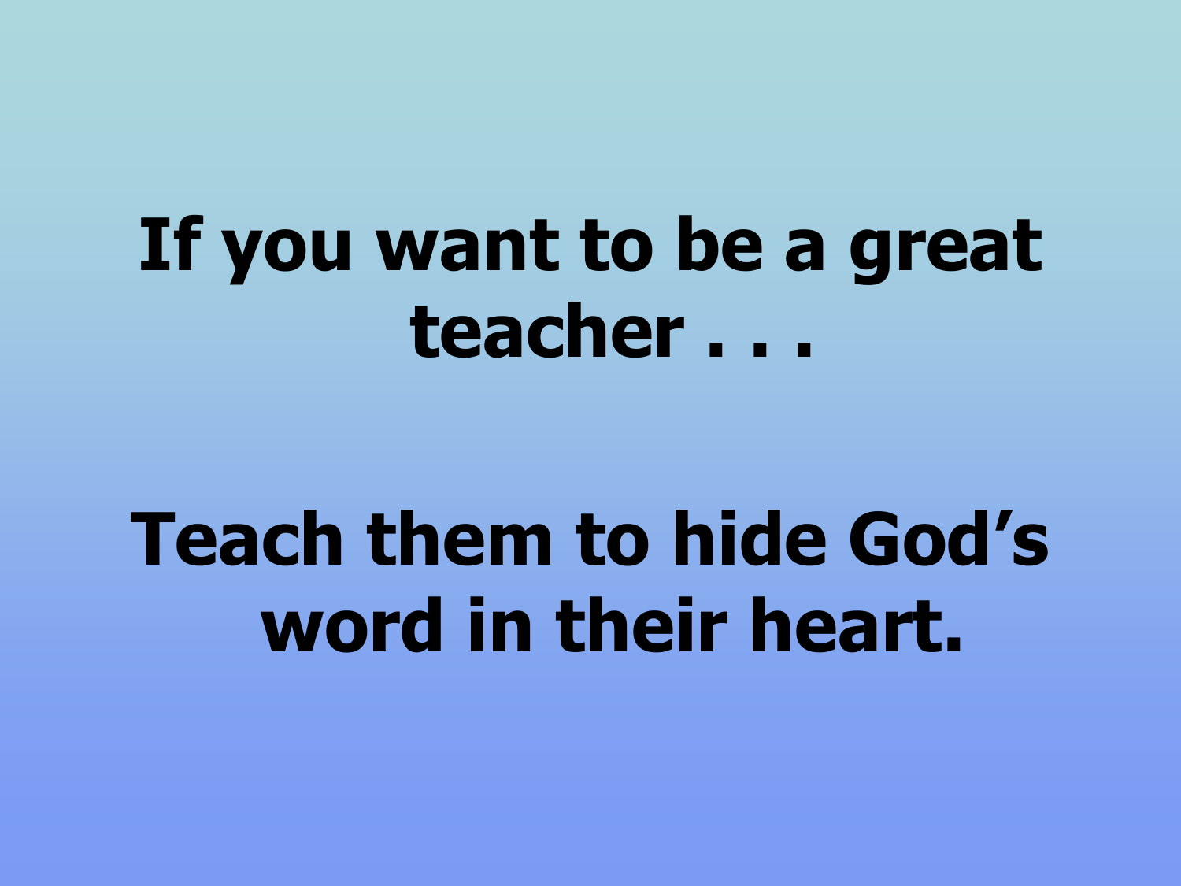**If you want to be a great teacher . . .**

**Teach them to hide God’s word in their heart.**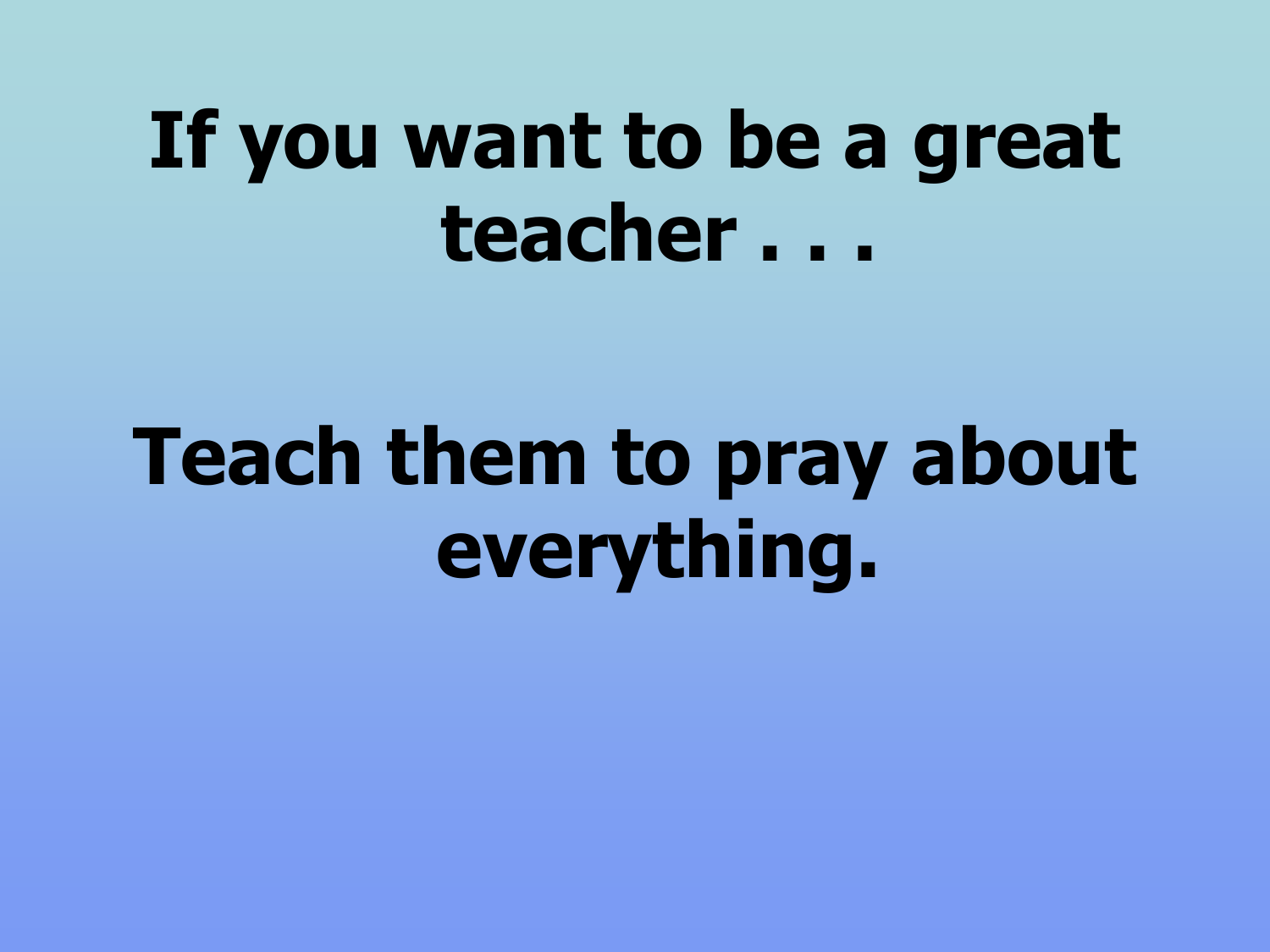# If you want to be a great teacher . . .

# Teach them to pray about everything.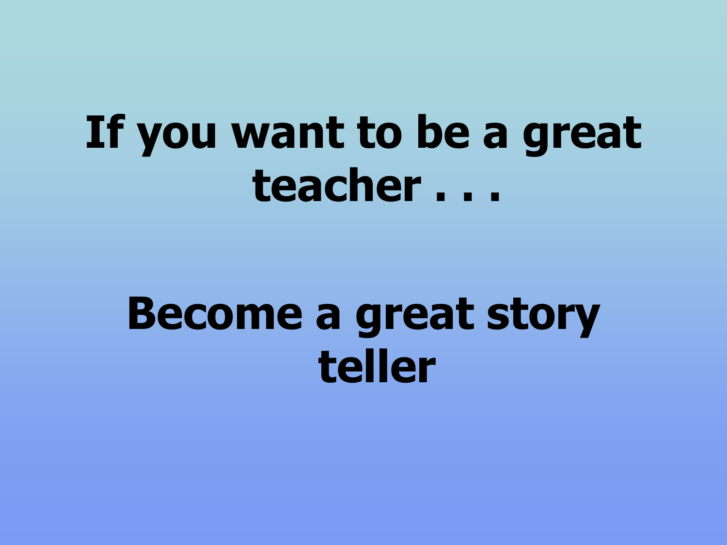# If you want to be a great teacher . . .

# Become a great story teller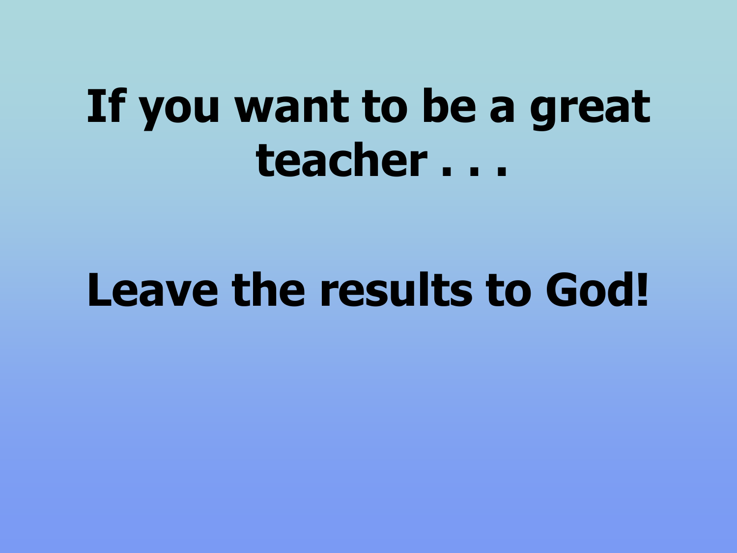# If you want to be a great teacher . . .

# Leave the results to God!